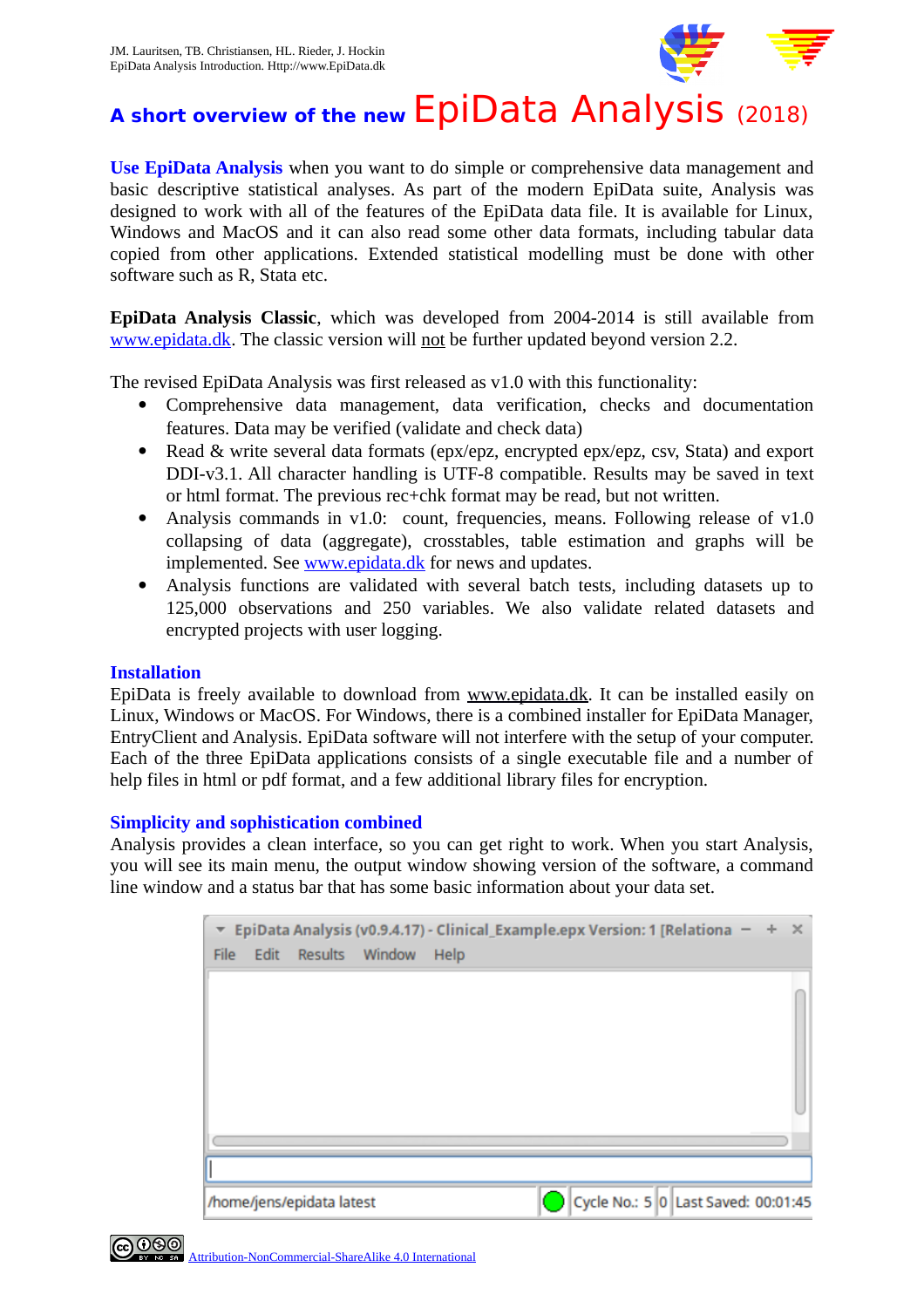# A short overview of the new EpiData Analysis (2018)

**Use EpiData Analysis** when you want to do simple or comprehensive data management and basic descriptive statistical analyses. As part of the modern EpiData suite, Analysis was designed to work with all of the features of the EpiData data file. It is available for Linux, Windows and MacOS and it can also read some other data formats, including tabular data copied from other applications. Extended statistical modelling must be done with other software such as R, Stata etc.

**EpiData Analysis Classic**, which was developed from 2004-2014 is still available from www.epidata.dk. The classic version will not be further updated beyond version 2.2.

The revised EpiData Analysis was first released as v1.0 with this functionality:

- Comprehensive data management, data verification, checks and documentation features. Data may be verified (validate and check data)
- Read & write several data formats (epx/epz, encrypted epx/epz, csv, Stata) and export DDI-v3.1. All character handling is UTF-8 compatible. Results may be saved in text or html format. The previous rec+chk format may be read, but not written.
- Analysis commands in v1.0: count, frequencies, means. Following release of v1.0 collapsing of data (aggregate), crosstables, table estimation and graphs will be implemented. See www.epidata.dk for news and updates.
- Analysis functions are validated with several batch tests, including datasets up to 125,000 observations and 250 variables. We also validate related datasets and encrypted projects with user logging.

## Installation

EpiData is freely available to download from www.epidata.dk. It can be installed easily on Linux, Windows or MacOS. For Windows, there is a combined installer for EpiData Manager, EntryClient and Analysis. EpiData software will not interfere with the setup of your computer. Each of the three EpiData applications consists of a single executable file and a number of help files in html or pdf format, and a few additional library files for encryption.

## Simplicity and sophistication combined

Analysis provides a clean interface, so you can get right to work. When you start Analysis, you will see its main menu, the output window showing version of the software, a command line window and a status bar that has some basic information about your data set.

Attribution-NonCommercial-ShareAlike 4.0 International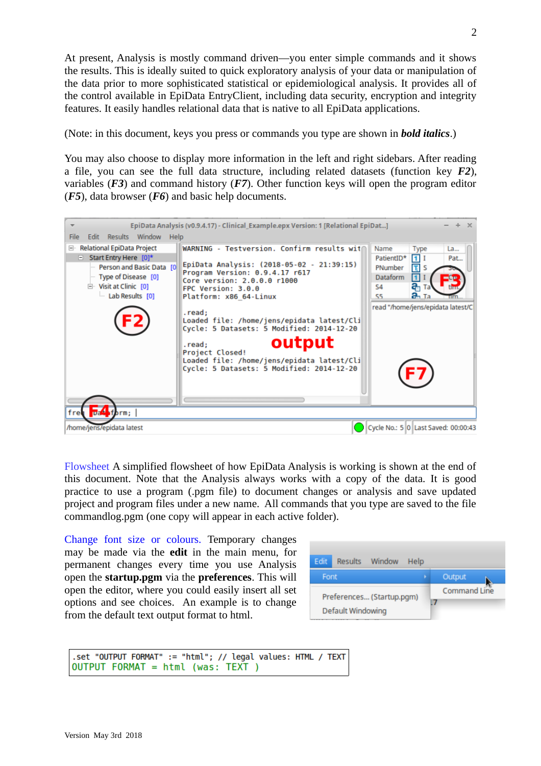At present, Analysis is mostly command driven—you enter simple commands and it shows the results. This is ideally suited to quick exploratory analysis of your data or manipulation of the data prior to more sophisticated statistical or epidemiological analysis. It provides all of the control available in EpiData EntryClient, including data security, encryption and integrity features. It easily handles relational data that is native to all EpiData applications.

(Note: in this document, keys you press or commands you type are shown in ***bold italics***.)

You may also choose to display more information in the left and right sidebars. After reading a file, you can see the full data structure, including related datasets (function key ***F2***), variables (***F3***) and command history (***F7***). Other function keys will open the program editor (***F5***), data browser (***F6***) and basic help documents.

Flowsheet A simplified flowsheet of how EpiData Analysis is working is shown at the end of this document. Note that the Analysis always works with a copy of the data. It is good practice to use a program (.pgm file) to document changes or analysis and save updated project and program files under a new name. All commands that you type are saved to the file commandlog.pgm (one copy will appear in each active folder).

Change font size or colours. Temporary changes may be made via the **edit** in the main menu, for permanent changes every time you use Analysis open the **startup.pgm** via the **preferences**. This will open the editor, where you could easily insert all set options and see choices. An example is to change from the default text output format to html.

```
.set "OUTPUT FORMAT" := "html"; // legal values: HTML / TEXT
OUTPUT FORMAT = html (was: TEXT )
```

Version May 3rd 2018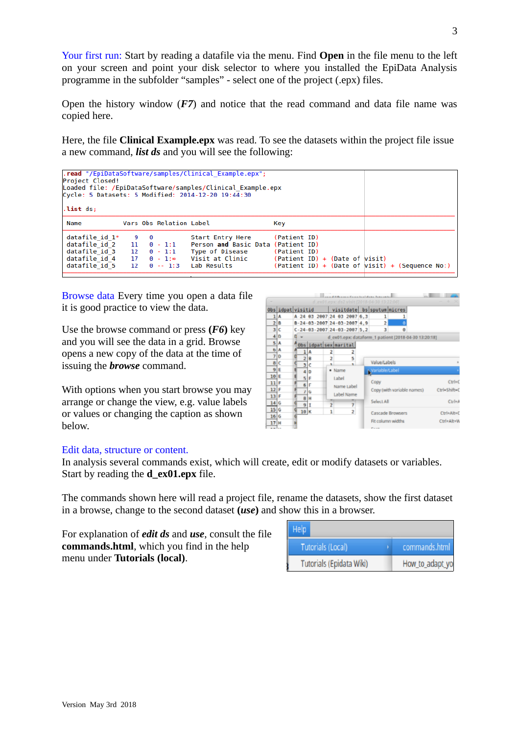Your first run: Start by reading a datafile via the menu. Find **Open** in the file menu to the left on your screen and point your disk selector to where you installed the EpiData Analysis programme in the subfolder “samples” - select one of the project (.epx) files.

Open the history window (***F7***) and notice that the read command and data file name was copied here.

Here, the file **Clinical Example.epx** was read. To see the datasets within the project file issue a new command, ***list ds*** and you will see the following:

```
.read "/EpiDataSoftware/samples/Clinical_Example.epx";
Project Closed!
Loaded file: /EpiDataSoftware/samples/Clinical_Example.epx
Cycle: 5 Datasets: 5 Modified: 2014-12-20 19:44:30

.list ds;

Name          Vars Obs Relation Label              Key

datafile_id_1*   9   0          Start Entry Here   (Patient ID)
datafile_id_2   11   0 - 1:1    Person and Basic Data (Patient ID)
datafile_id_3   12   0 - 1:1    Type of Disease    (Patient ID)
datafile_id_4   17   0 - 1:∞    Visit at Clinic    (Patient ID) + (Date of visit)
datafile_id_5   12   0 -- 1:3   Lab Results        (Patient ID) + (Date of visit) + (Sequence No:)
```

Browse data Every time you open a data file it is good practice to view the data.

Use the browse command or press **(*F6*)** key and you will see the data in a grid. Browse opens a new copy of the data at the time of issuing the ***browse*** command.

With options when you start browse you may arrange or change the view, e.g. value labels or values or changing the caption as shown below.

Edit data, structure or content.
In analysis several commands exist, which will create, edit or modify datasets or variables. Start by reading the **d_ex01.epx** file.

The commands shown here will read a project file, rename the datasets, show the first dataset in a browse, change to the second dataset **(*use*)** and show this in a browser.

For explanation of ***edit ds*** and ***use***, consult the file **commands.html**, which you find in the help menu under **Tutorials (local)**.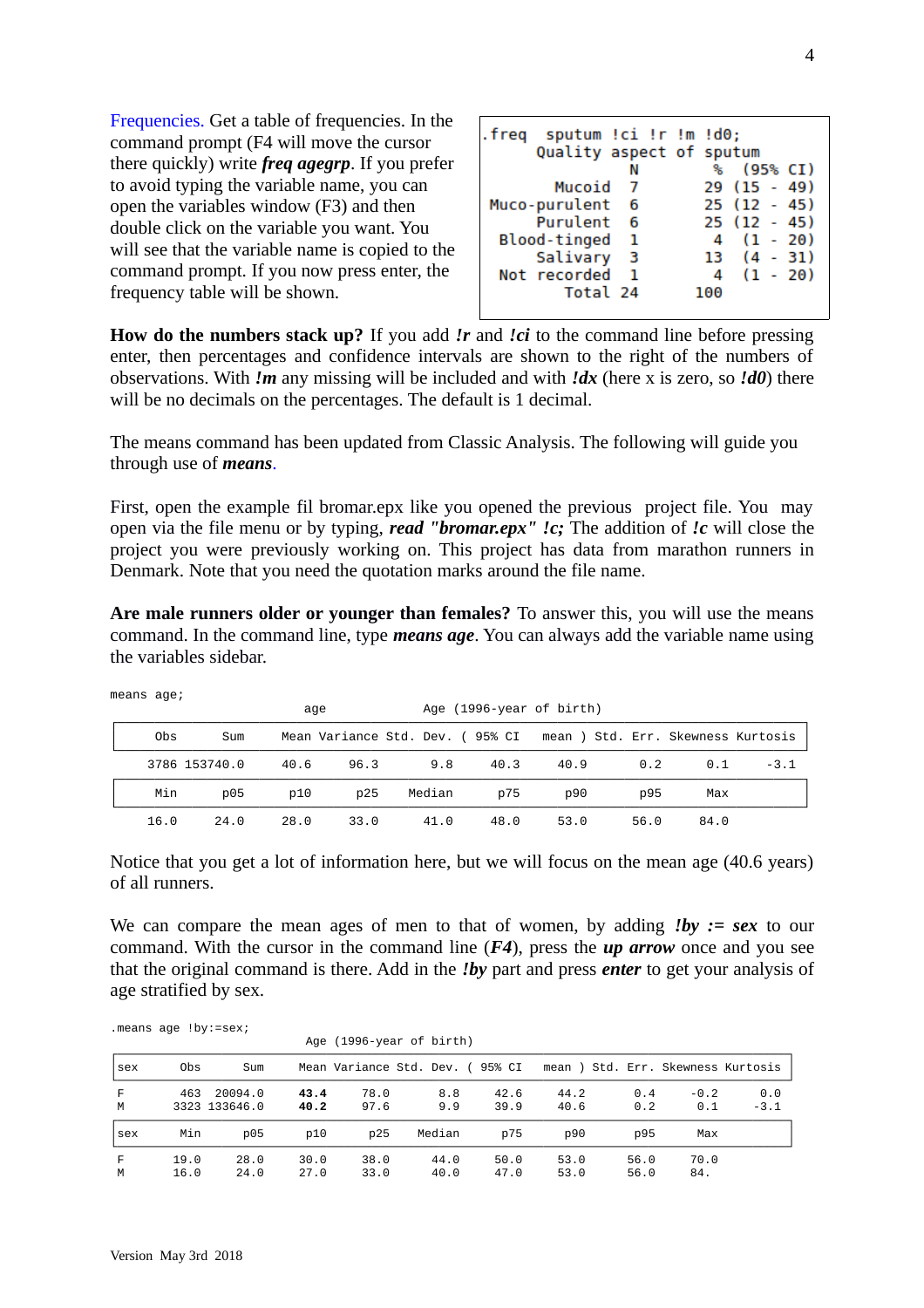Frequencies. Get a table of frequencies. In the command prompt (F4 will move the cursor there quickly) write ***freq agegrp***. If you prefer to avoid typing the variable name, you can open the variables window (F3) and then double click on the variable you want. You will see that the variable name is copied to the command prompt. If you now press enter, the frequency table will be shown.

```
.freq  sputum !ci !r !m !d0;
       Quality aspect of sputum
                 N        %  (95% CI)
       Mucoid    7       29 (15 - 49)
 Muco-purulent   6       25 (12 - 45)
      Purulent   6       25 (12 - 45)
  Blood-tinged   1        4  (1 - 20)
      Salivary   3       13  (4 - 31)
  Not recorded   1        4  (1 - 20)
         Total  24      100
```

**How do the numbers stack up?** If you add ***!r*** and ***!ci*** to the command line before pressing enter, then percentages and confidence intervals are shown to the right of the numbers of observations. With ***!m*** any missing will be included and with ***!dx*** (here x is zero, so ***!d0***) there will be no decimals on the percentages. The default is 1 decimal.

The means command has been updated from Classic Analysis. The following will guide you through use of ***means***.

First, open the example fil bromar.epx like you opened the previous project file. You may open via the file menu or by typing, ***read "bromar.epx" !c;*** The addition of ***!c*** will close the project you were previously working on. This project has data from marathon runners in Denmark. Note that you need the quotation marks around the file name.

**Are male runners older or younger than females?** To answer this, you will use the means command. In the command line, type ***means age***. You can always add the variable name using the variables sidebar.

```
means age;
```

age — Age (1996-year of birth)

| Obs | Sum | Mean | Variance | Std. Dev. | ( 95% CI | mean ) | Std. Err. | Skewness | Kurtosis |
|---|---|---|---|---|---|---|---|---|---|
| 3786 | 153740.0 | 40.6 | 96.3 | 9.8 | 40.3 | 40.9 | 0.2 | 0.1 | -3.1 |

| Min | p05 | p10 | p25 | Median | p75 | p90 | p95 | Max |
|---|---|---|---|---|---|---|---|---|
| 16.0 | 24.0 | 28.0 | 33.0 | 41.0 | 48.0 | 53.0 | 56.0 | 84.0 |

Notice that you get a lot of information here, but we will focus on the mean age (40.6 years) of all runners.

We can compare the mean ages of men to that of women, by adding ***!by := sex*** to our command. With the cursor in the command line (***F4***), press the ***up arrow*** once and you see that the original command is there. Add in the ***!by*** part and press ***enter*** to get your analysis of age stratified by sex.

```
.means age !by:=sex;
```

Age (1996-year of birth)

| sex | Obs | Sum | Mean | Variance | Std. Dev. | ( 95% CI | mean ) | Std. Err. | Skewness | Kurtosis |
|---|---|---|---|---|---|---|---|---|---|---|
| F | 463 | 20094.0 | **43.4** | 78.0 | 8.8 | 42.6 | 44.2 | 0.4 | -0.2 | 0.0 |
| M | 3323 | 133646.0 | **40.2** | 97.6 | 9.9 | 39.9 | 40.6 | 0.2 | 0.1 | -3.1 |

| sex | Min | p05 | p10 | p25 | Median | p75 | p90 | p95 | Max |
|---|---|---|---|---|---|---|---|---|---|
| F | 19.0 | 28.0 | 30.0 | 38.0 | 44.0 | 50.0 | 53.0 | 56.0 | 70.0 |
| M | 16.0 | 24.0 | 27.0 | 33.0 | 40.0 | 47.0 | 53.0 | 56.0 | 84. |

Version May 3rd 2018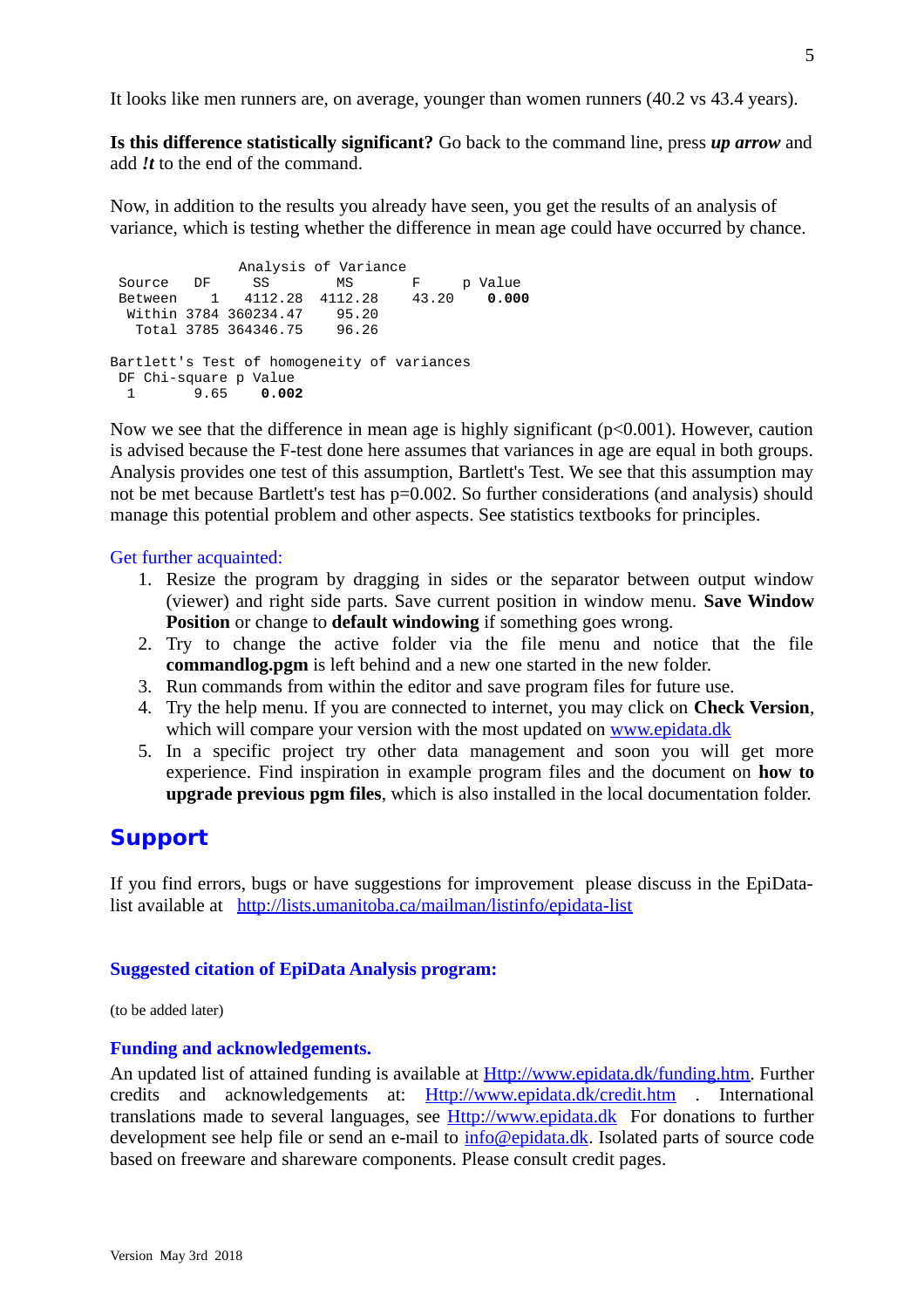It looks like men runners are, on average, younger than women runners (40.2 vs 43.4 years).

**Is this difference statistically significant?** Go back to the command line, press ***up arrow*** and add ***!t*** to the end of the command.

Now, in addition to the results you already have seen, you get the results of an analysis of variance, which is testing whether the difference in mean age could have occurred by chance.

```
               Analysis of Variance
 Source   DF     SS        MS       F     p Value
 Between    1   4112.28  4112.28   43.20    0.000
  Within 3784 360234.47    95.20
   Total 3785 364346.75    96.26

Bartlett's Test of homogeneity of variances
 DF Chi-square p Value
  1       9.65    0.002
```

Now we see that the difference in mean age is highly significant (p<0.001). However, caution is advised because the F-test done here assumes that variances in age are equal in both groups. Analysis provides one test of this assumption, Bartlett's Test. We see that this assumption may not be met because Bartlett's test has p=0.002. So further considerations (and analysis) should manage this potential problem and other aspects. See statistics textbooks for principles.

Get further acquainted:

1. Resize the program by dragging in sides or the separator between output window (viewer) and right side parts. Save current position in window menu. **Save Window Position** or change to **default windowing** if something goes wrong.
2. Try to change the active folder via the file menu and notice that the file **commandlog.pgm** is left behind and a new one started in the new folder.
3. Run commands from within the editor and save program files for future use.
4. Try the help menu. If you are connected to internet, you may click on **Check Version**, which will compare your version with the most updated on www.epidata.dk
5. In a specific project try other data management and soon you will get more experience. Find inspiration in example program files and the document on **how to upgrade previous pgm files**, which is also installed in the local documentation folder.

# Support

If you find errors, bugs or have suggestions for improvement please discuss in the EpiData-list available at http://lists.umanitoba.ca/mailman/listinfo/epidata-list

### Suggested citation of EpiData Analysis program:

(to be added later)

### Funding and acknowledgements.

An updated list of attained funding is available at Http://www.epidata.dk/funding.htm. Further credits and acknowledgements at: Http://www.epidata.dk/credit.htm . International translations made to several languages, see Http://www.epidata.dk For donations to further development see help file or send an e-mail to info@epidata.dk. Isolated parts of source code based on freeware and shareware components. Please consult credit pages.

Version May 3rd 2018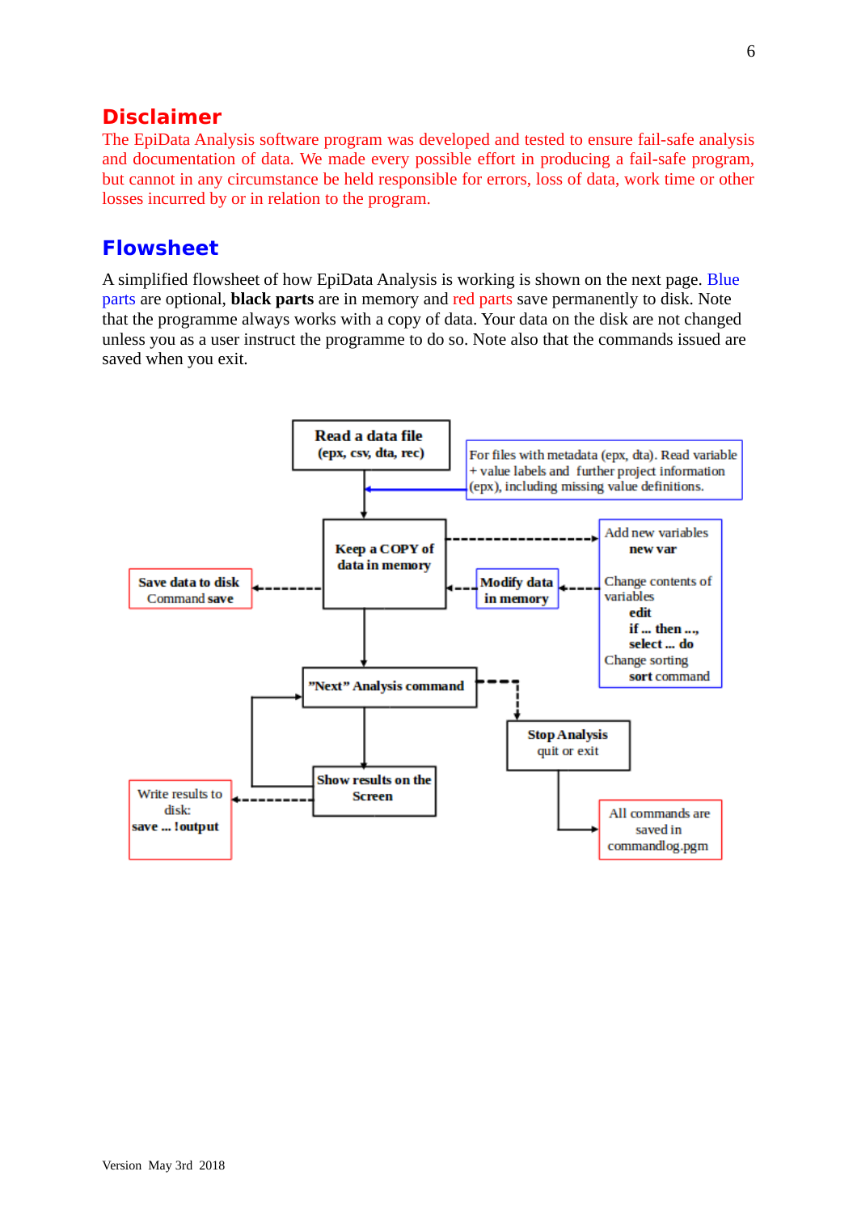## Disclaimer

The EpiData Analysis software program was developed and tested to ensure fail-safe analysis and documentation of data. We made every possible effort in producing a fail-safe program, but cannot in any circumstance be held responsible for errors, loss of data, work time or other losses incurred by or in relation to the program.

## Flowsheet

A simplified flowsheet of how EpiData Analysis is working is shown on the next page. Blue parts are optional, **black parts** are in memory and red parts save permanently to disk. Note that the programme always works with a copy of data. Your data on the disk are not changed unless you as a user instruct the programme to do so. Note also that the commands issued are saved when you exit.

**Read a data file**
**(epx, csv, dta, rec)**

For files with metadata (epx, dta). Read variable + value labels and further project information (epx), including missing value definitions.

**Keep a COPY of data in memory**

Add new variables
**new var**

Save data to disk
Command **save**

**Modify data in memory**

Change contents of variables
**edit**
**if ... then ...,**
**select ... do**
Change sorting
**sort** command

**"Next" Analysis command**

**Stop Analysis**
quit or exit

Write results to disk:
**save ... !output**

**Show results on the Screen**

All commands are saved in commandlog.pgm

Version May 3rd 2018